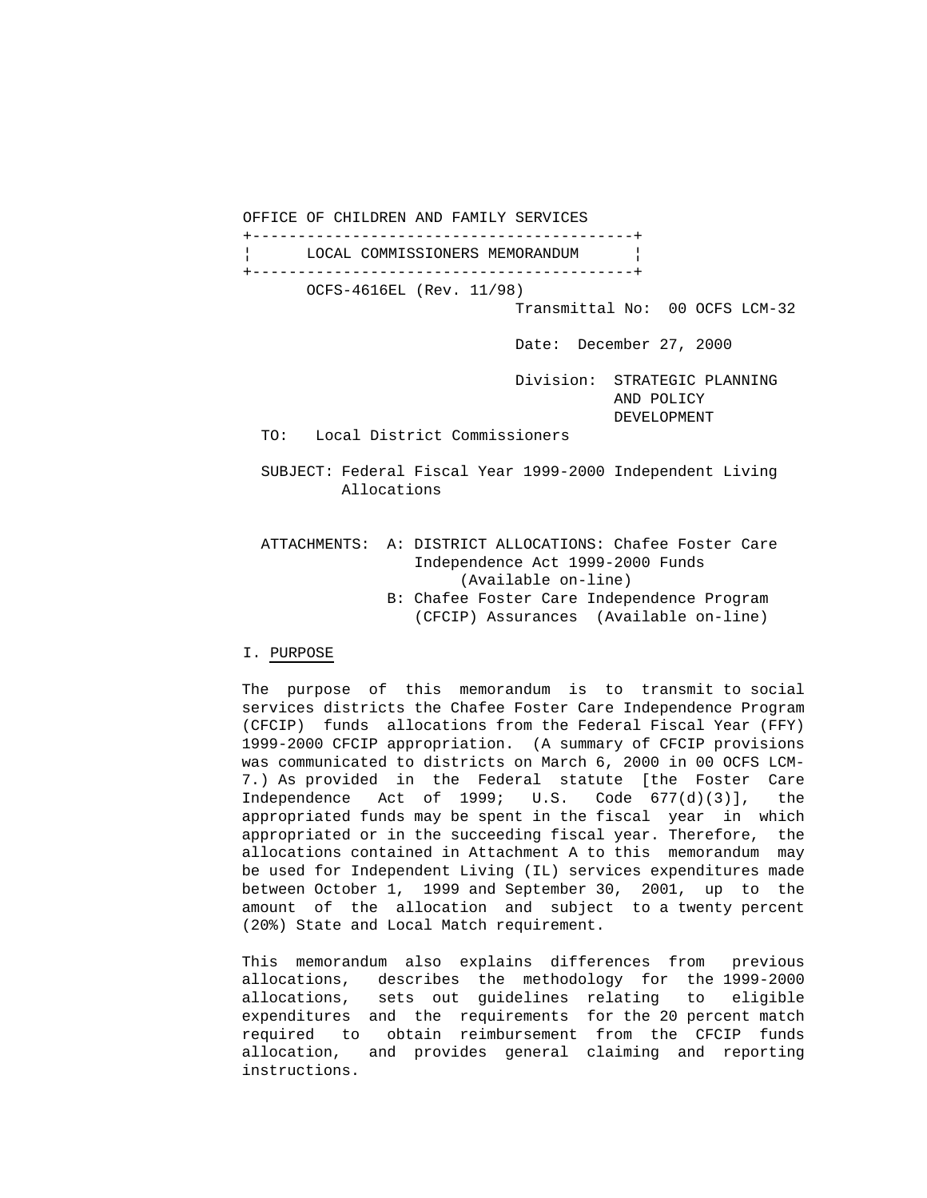OFFICE OF CHILDREN AND FAMILY SERVICES

**LOCAL COMMISSIONERS MEMORANDUM**

OCFS-4616EL (Rev. 11/98)

Transmittal No: 00 OCFS LCM-32

Date: December 27, 2000

Division: STRATEGIC PLANNING AND POLICY DEVELOPMENT

TO: Local District Commissioners

SUBJECT: Federal Fiscal Year 1999-2000 Independent Living Allocations

ATTACHMENTS:
- A: DISTRICT ALLOCATIONS: Chafee Foster Care Independence Act 1999-2000 Funds (Available on-line)
- B: Chafee Foster Care Independence Program (CFCIP) Assurances (Available on-line)

## I. PURPOSE

The purpose of this memorandum is to transmit to social services districts the Chafee Foster Care Independence Program (CFCIP) funds allocations from the Federal Fiscal Year (FFY) 1999-2000 CFCIP appropriation. (A summary of CFCIP provisions was communicated to districts on March 6, 2000 in 00 OCFS LCM-7.) As provided in the Federal statute [the Foster Care Independence Act of 1999; U.S. Code 677(d)(3)], the appropriated funds may be spent in the fiscal year in which appropriated or in the succeeding fiscal year. Therefore, the allocations contained in Attachment A to this memorandum may be used for Independent Living (IL) services expenditures made between October 1, 1999 and September 30, 2001, up to the amount of the allocation and subject to a twenty percent (20%) State and Local Match requirement.

This memorandum also explains differences from previous allocations, describes the methodology for the 1999-2000 allocations, sets out guidelines relating to eligible expenditures and the requirements for the 20 percent match required to obtain reimbursement from the CFCIP funds allocation, and provides general claiming and reporting instructions.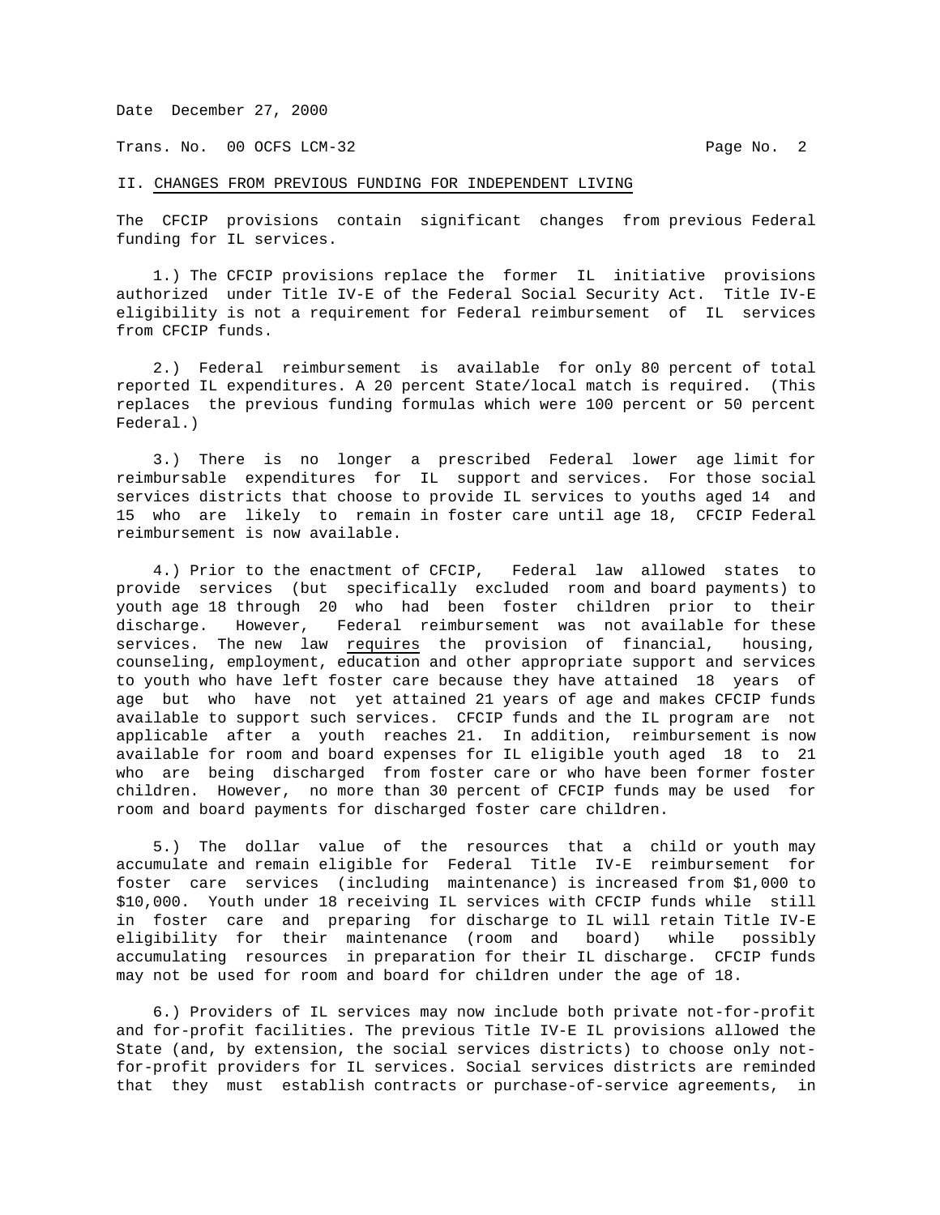## II. CHANGES FROM PREVIOUS FUNDING FOR INDEPENDENT LIVING

The CFCIP provisions contain significant changes from previous Federal funding for IL services.

1.) The CFCIP provisions replace the former IL initiative provisions authorized under Title IV-E of the Federal Social Security Act. Title IV-E eligibility is not a requirement for Federal reimbursement of IL services from CFCIP funds.

2.) Federal reimbursement is available for only 80 percent of total reported IL expenditures. A 20 percent State/local match is required. (This replaces the previous funding formulas which were 100 percent or 50 percent Federal.)

3.) There is no longer a prescribed Federal lower age limit for reimbursable expenditures for IL support and services. For those social services districts that choose to provide IL services to youths aged 14 and 15 who are likely to remain in foster care until age 18, CFCIP Federal reimbursement is now available.

4.) Prior to the enactment of CFCIP, Federal law allowed states to provide services (but specifically excluded room and board payments) to youth age 18 through 20 who had been foster children prior to their discharge. However, Federal reimbursement was not available for these services. The new law <u>requires</u> the provision of financial, housing, counseling, employment, education and other appropriate support and services to youth who have left foster care because they have attained 18 years of age but who have not yet attained 21 years of age and makes CFCIP funds available to support such services. CFCIP funds and the IL program are not applicable after a youth reaches 21. In addition, reimbursement is now available for room and board expenses for IL eligible youth aged 18 to 21 who are being discharged from foster care or who have been former foster children. However, no more than 30 percent of CFCIP funds may be used for room and board payments for discharged foster care children.

5.) The dollar value of the resources that a child or youth may accumulate and remain eligible for Federal Title IV-E reimbursement for foster care services (including maintenance) is increased from $1,000 to $10,000. Youth under 18 receiving IL services with CFCIP funds while still in foster care and preparing for discharge to IL will retain Title IV-E eligibility for their maintenance (room and board) while possibly accumulating resources in preparation for their IL discharge. CFCIP funds may not be used for room and board for children under the age of 18.

6.) Providers of IL services may now include both private not-for-profit and for-profit facilities. The previous Title IV-E IL provisions allowed the State (and, by extension, the social services districts) to choose only not-for-profit providers for IL services. Social services districts are reminded that they must establish contracts or purchase-of-service agreements, in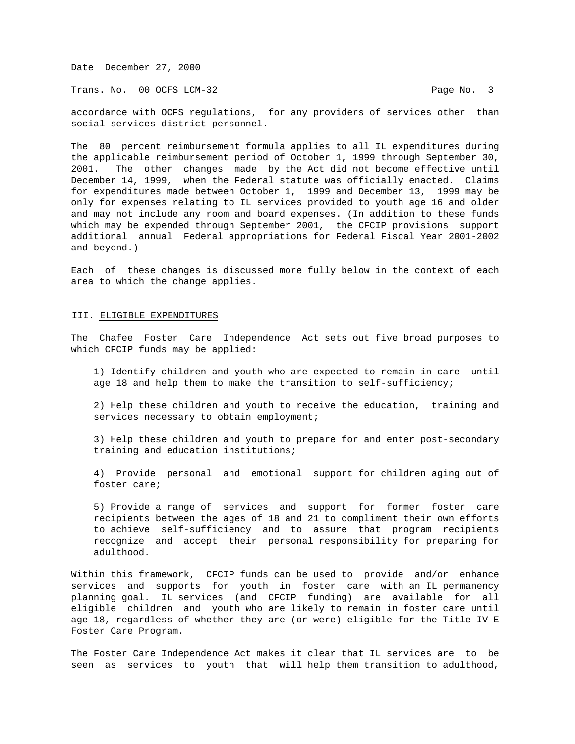accordance with OCFS regulations, for any providers of services other than social services district personnel.

The 80 percent reimbursement formula applies to all IL expenditures during the applicable reimbursement period of October 1, 1999 through September 30, 2001. The other changes made by the Act did not become effective until December 14, 1999, when the Federal statute was officially enacted. Claims for expenditures made between October 1, 1999 and December 13, 1999 may be only for expenses relating to IL services provided to youth age 16 and older and may not include any room and board expenses. (In addition to these funds which may be expended through September 2001, the CFCIP provisions support additional annual Federal appropriations for Federal Fiscal Year 2001-2002 and beyond.)

Each of these changes is discussed more fully below in the context of each area to which the change applies.

## III. ELIGIBLE EXPENDITURES

The Chafee Foster Care Independence Act sets out five broad purposes to which CFCIP funds may be applied:

1) Identify children and youth who are expected to remain in care until age 18 and help them to make the transition to self-sufficiency;

2) Help these children and youth to receive the education, training and services necessary to obtain employment;

3) Help these children and youth to prepare for and enter post-secondary training and education institutions;

4) Provide personal and emotional support for children aging out of foster care;

5) Provide a range of services and support for former foster care recipients between the ages of 18 and 21 to compliment their own efforts to achieve self-sufficiency and to assure that program recipients recognize and accept their personal responsibility for preparing for adulthood.

Within this framework, CFCIP funds can be used to provide and/or enhance services and supports for youth in foster care with an IL permanency planning goal. IL services (and CFCIP funding) are available for all eligible children and youth who are likely to remain in foster care until age 18, regardless of whether they are (or were) eligible for the Title IV-E Foster Care Program.

The Foster Care Independence Act makes it clear that IL services are to be seen as services to youth that will help them transition to adulthood,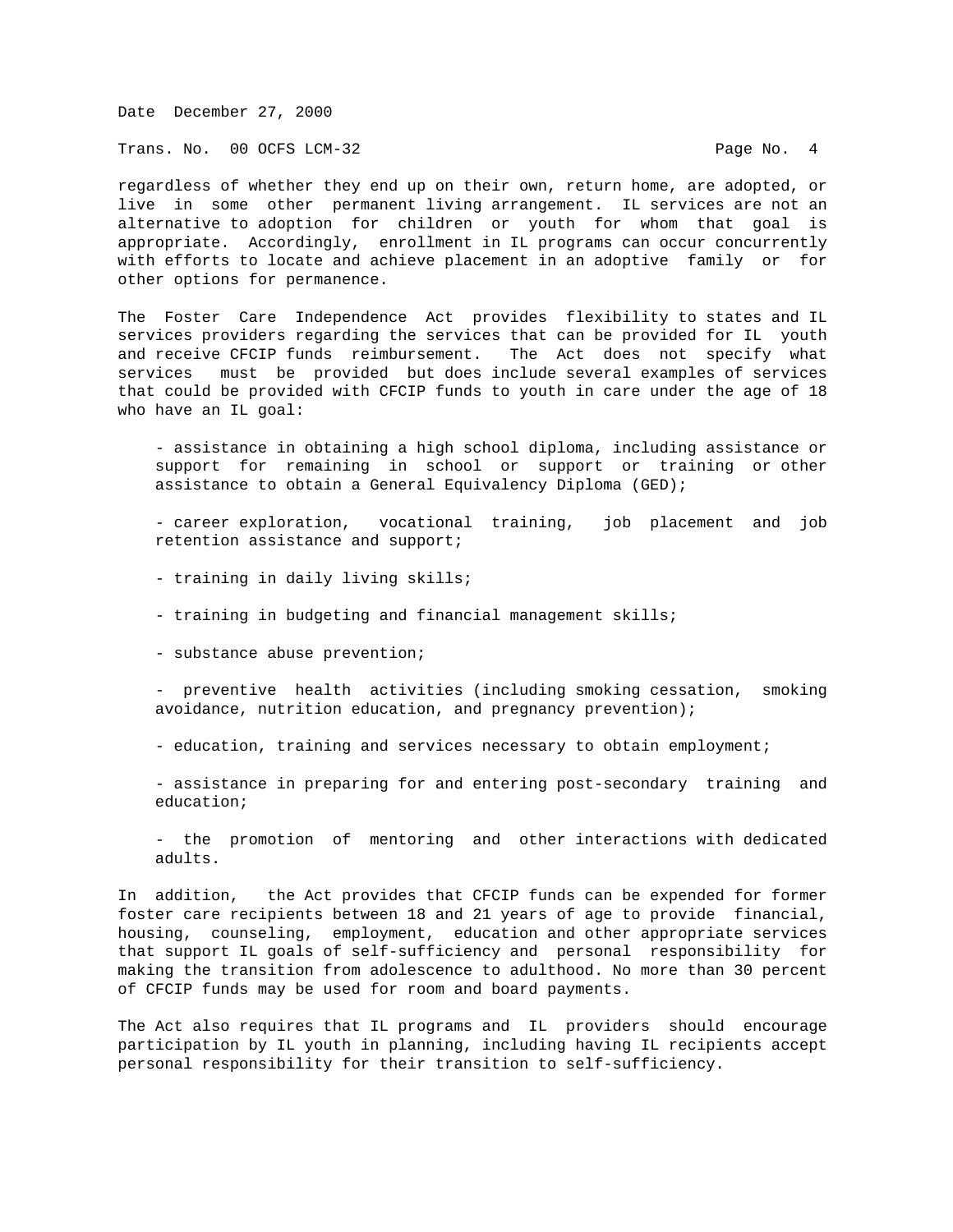regardless of whether they end up on their own, return home, are adopted, or live in some other permanent living arrangement. IL services are not an alternative to adoption for children or youth for whom that goal is appropriate. Accordingly, enrollment in IL programs can occur concurrently with efforts to locate and achieve placement in an adoptive family or for other options for permanence.

The Foster Care Independence Act provides flexibility to states and IL services providers regarding the services that can be provided for IL youth and receive CFCIP funds reimbursement. The Act does not specify what services must be provided but does include several examples of services that could be provided with CFCIP funds to youth in care under the age of 18 who have an IL goal:

- assistance in obtaining a high school diploma, including assistance or support for remaining in school or support or training or other assistance to obtain a General Equivalency Diploma (GED);

- career exploration, vocational training, job placement and job retention assistance and support;

- training in daily living skills;

- training in budgeting and financial management skills;

- substance abuse prevention;

- preventive health activities (including smoking cessation, smoking avoidance, nutrition education, and pregnancy prevention);

- education, training and services necessary to obtain employment;

- assistance in preparing for and entering post-secondary training and education;

- the promotion of mentoring and other interactions with dedicated adults.

In addition, the Act provides that CFCIP funds can be expended for former foster care recipients between 18 and 21 years of age to provide financial, housing, counseling, employment, education and other appropriate services that support IL goals of self-sufficiency and personal responsibility for making the transition from adolescence to adulthood. No more than 30 percent of CFCIP funds may be used for room and board payments.

The Act also requires that IL programs and IL providers should encourage participation by IL youth in planning, including having IL recipients accept personal responsibility for their transition to self-sufficiency.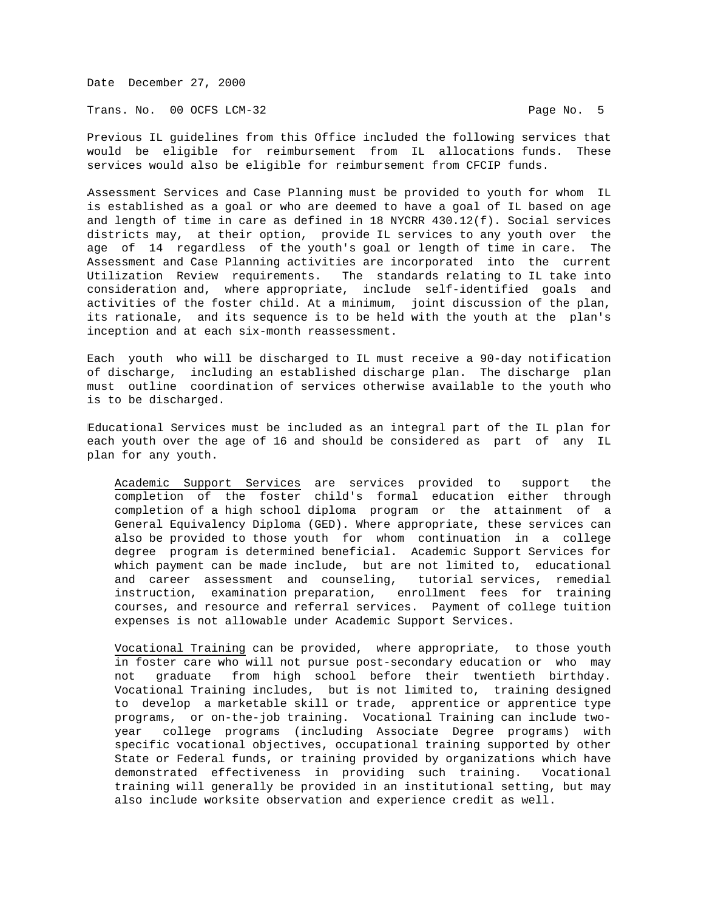Previous IL guidelines from this Office included the following services that would be eligible for reimbursement from IL allocations funds. These services would also be eligible for reimbursement from CFCIP funds.

Assessment Services and Case Planning must be provided to youth for whom IL is established as a goal or who are deemed to have a goal of IL based on age and length of time in care as defined in 18 NYCRR 430.12(f). Social services districts may, at their option, provide IL services to any youth over the age of 14 regardless of the youth's goal or length of time in care. The Assessment and Case Planning activities are incorporated into the current Utilization Review requirements. The standards relating to IL take into consideration and, where appropriate, include self-identified goals and activities of the foster child. At a minimum, joint discussion of the plan, its rationale, and its sequence is to be held with the youth at the plan's inception and at each six-month reassessment.

Each youth who will be discharged to IL must receive a 90-day notification of discharge, including an established discharge plan. The discharge plan must outline coordination of services otherwise available to the youth who is to be discharged.

Educational Services must be included as an integral part of the IL plan for each youth over the age of 16 and should be considered as part of any IL plan for any youth.

> Academic Support Services are services provided to support the completion of the foster child's formal education either through completion of a high school diploma program or the attainment of a General Equivalency Diploma (GED). Where appropriate, these services can also be provided to those youth for whom continuation in a college degree program is determined beneficial. Academic Support Services for which payment can be made include, but are not limited to, educational and career assessment and counseling, tutorial services, remedial instruction, examination preparation, enrollment fees for training courses, and resource and referral services. Payment of college tuition expenses is not allowable under Academic Support Services.

> Vocational Training can be provided, where appropriate, to those youth in foster care who will not pursue post-secondary education or who may not graduate from high school before their twentieth birthday. Vocational Training includes, but is not limited to, training designed to develop a marketable skill or trade, apprentice or apprentice type programs, or on-the-job training. Vocational Training can include two-year college programs (including Associate Degree programs) with specific vocational objectives, occupational training supported by other State or Federal funds, or training provided by organizations which have demonstrated effectiveness in providing such training. Vocational training will generally be provided in an institutional setting, but may also include worksite observation and experience credit as well.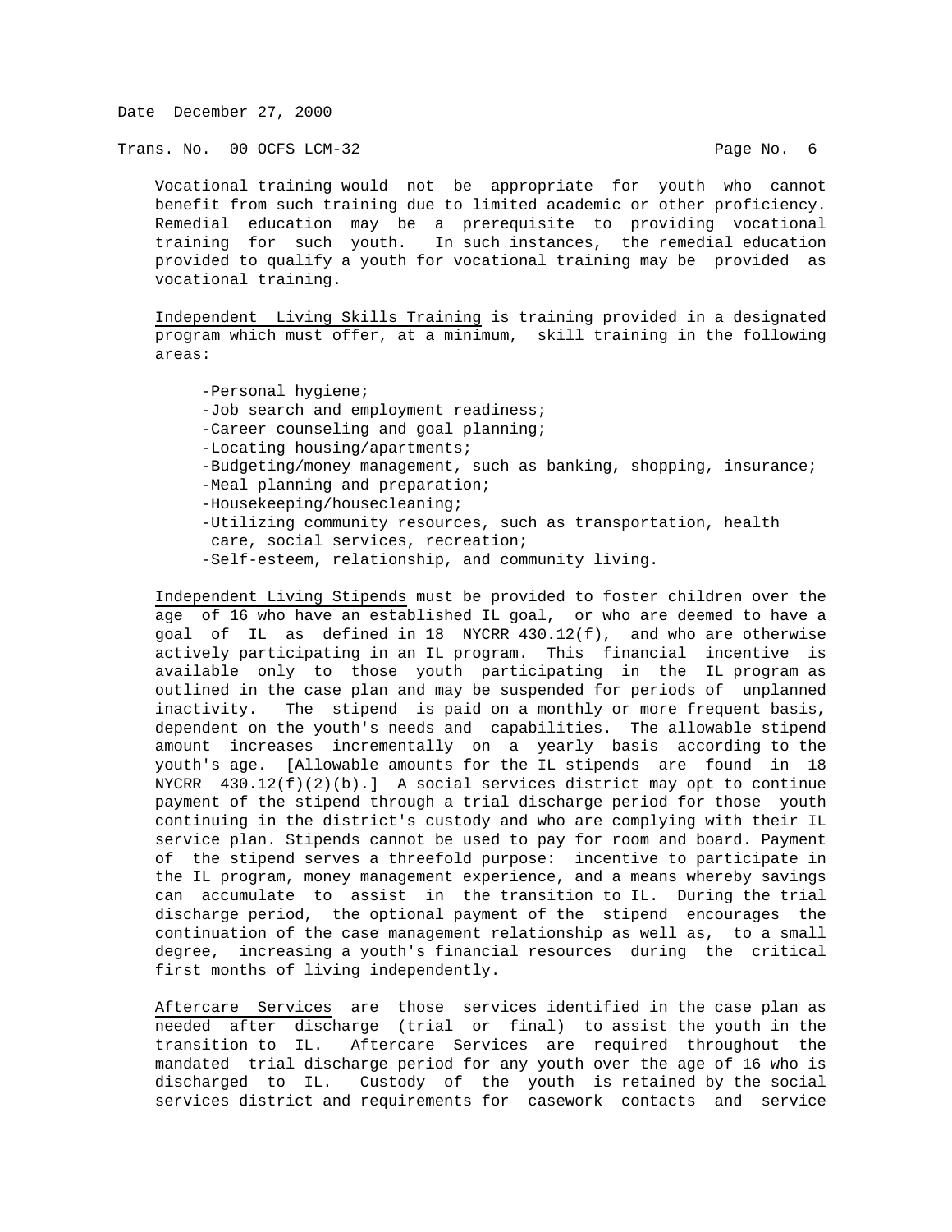Vocational training would not be appropriate for youth who cannot benefit from such training due to limited academic or other proficiency. Remedial education may be a prerequisite to providing vocational training for such youth. In such instances, the remedial education provided to qualify a youth for vocational training may be provided as vocational training.

<u>Independent Living Skills Training</u> is training provided in a designated program which must offer, at a minimum, skill training in the following areas:

- -Personal hygiene;
- -Job search and employment readiness;
- -Career counseling and goal planning;
- -Locating housing/apartments;
- -Budgeting/money management, such as banking, shopping, insurance;
- -Meal planning and preparation;
- -Housekeeping/housecleaning;
- -Utilizing community resources, such as transportation, health care, social services, recreation;
- -Self-esteem, relationship, and community living.

<u>Independent Living Stipends</u> must be provided to foster children over the age of 16 who have an established IL goal, or who are deemed to have a goal of IL as defined in 18 NYCRR 430.12(f), and who are otherwise actively participating in an IL program. This financial incentive is available only to those youth participating in the IL program as outlined in the case plan and may be suspended for periods of unplanned inactivity. The stipend is paid on a monthly or more frequent basis, dependent on the youth's needs and capabilities. The allowable stipend amount increases incrementally on a yearly basis according to the youth's age. [Allowable amounts for the IL stipends are found in 18 NYCRR 430.12(f)(2)(b).] A social services district may opt to continue payment of the stipend through a trial discharge period for those youth continuing in the district's custody and who are complying with their IL service plan. Stipends cannot be used to pay for room and board. Payment of the stipend serves a threefold purpose: incentive to participate in the IL program, money management experience, and a means whereby savings can accumulate to assist in the transition to IL. During the trial discharge period, the optional payment of the stipend encourages the continuation of the case management relationship as well as, to a small degree, increasing a youth's financial resources during the critical first months of living independently.

<u>Aftercare Services</u> are those services identified in the case plan as needed after discharge (trial or final) to assist the youth in the transition to IL. Aftercare Services are required throughout the mandated trial discharge period for any youth over the age of 16 who is discharged to IL. Custody of the youth is retained by the social services district and requirements for casework contacts and service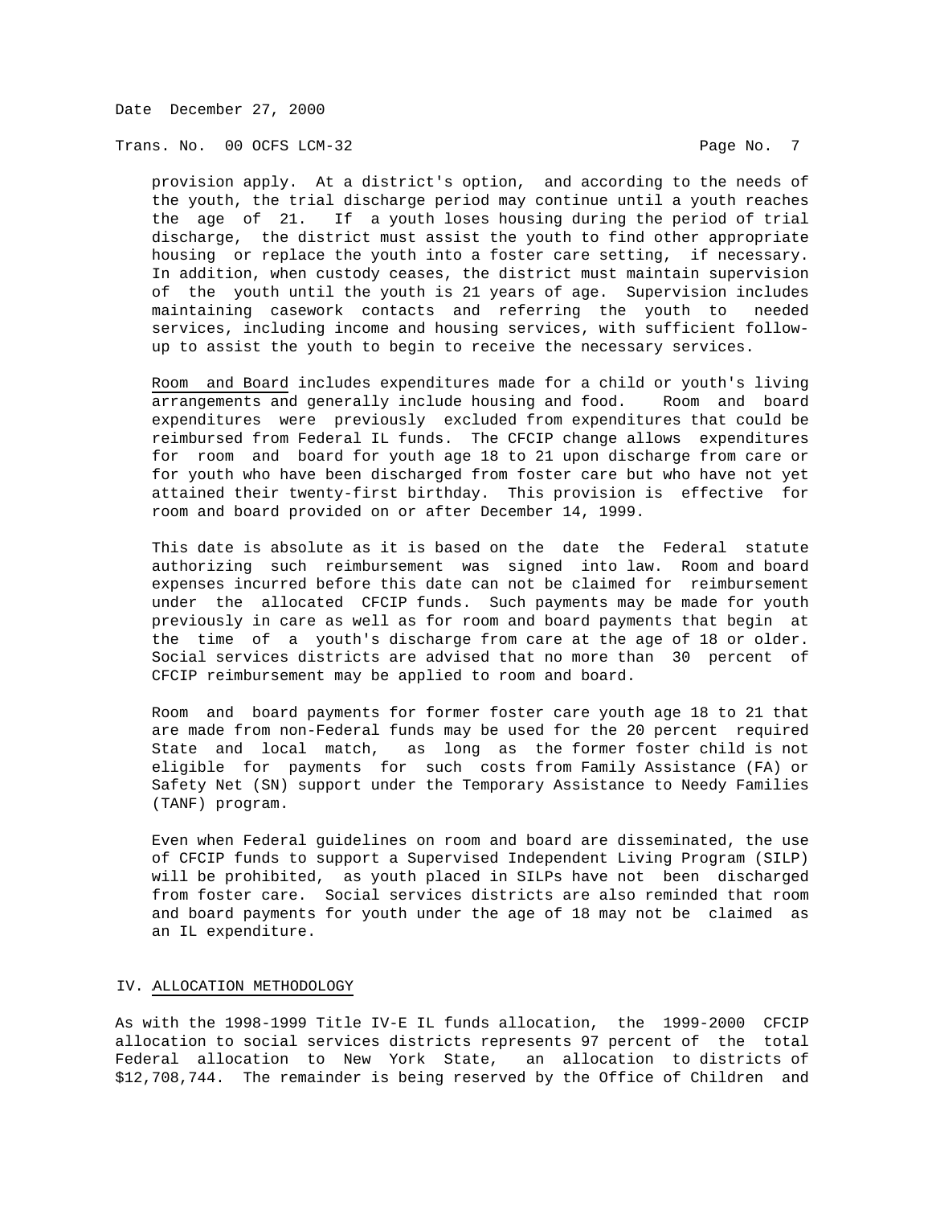provision apply. At a district's option, and according to the needs of the youth, the trial discharge period may continue until a youth reaches the age of 21. If a youth loses housing during the period of trial discharge, the district must assist the youth to find other appropriate housing or replace the youth into a foster care setting, if necessary. In addition, when custody ceases, the district must maintain supervision of the youth until the youth is 21 years of age. Supervision includes maintaining casework contacts and referring the youth to needed services, including income and housing services, with sufficient follow-up to assist the youth to begin to receive the necessary services.

Room and Board includes expenditures made for a child or youth's living arrangements and generally include housing and food. Room and board expenditures were previously excluded from expenditures that could be reimbursed from Federal IL funds. The CFCIP change allows expenditures for room and board for youth age 18 to 21 upon discharge from care or for youth who have been discharged from foster care but who have not yet attained their twenty-first birthday. This provision is effective for room and board provided on or after December 14, 1999.

This date is absolute as it is based on the date the Federal statute authorizing such reimbursement was signed into law. Room and board expenses incurred before this date can not be claimed for reimbursement under the allocated CFCIP funds. Such payments may be made for youth previously in care as well as for room and board payments that begin at the time of a youth's discharge from care at the age of 18 or older. Social services districts are advised that no more than 30 percent of CFCIP reimbursement may be applied to room and board.

Room and board payments for former foster care youth age 18 to 21 that are made from non-Federal funds may be used for the 20 percent required State and local match, as long as the former foster child is not eligible for payments for such costs from Family Assistance (FA) or Safety Net (SN) support under the Temporary Assistance to Needy Families (TANF) program.

Even when Federal guidelines on room and board are disseminated, the use of CFCIP funds to support a Supervised Independent Living Program (SILP) will be prohibited, as youth placed in SILPs have not been discharged from foster care. Social services districts are also reminded that room and board payments for youth under the age of 18 may not be claimed as an IL expenditure.

## IV. ALLOCATION METHODOLOGY

As with the 1998-1999 Title IV-E IL funds allocation, the 1999-2000 CFCIP allocation to social services districts represents 97 percent of the total Federal allocation to New York State, an allocation to districts of $12,708,744. The remainder is being reserved by the Office of Children and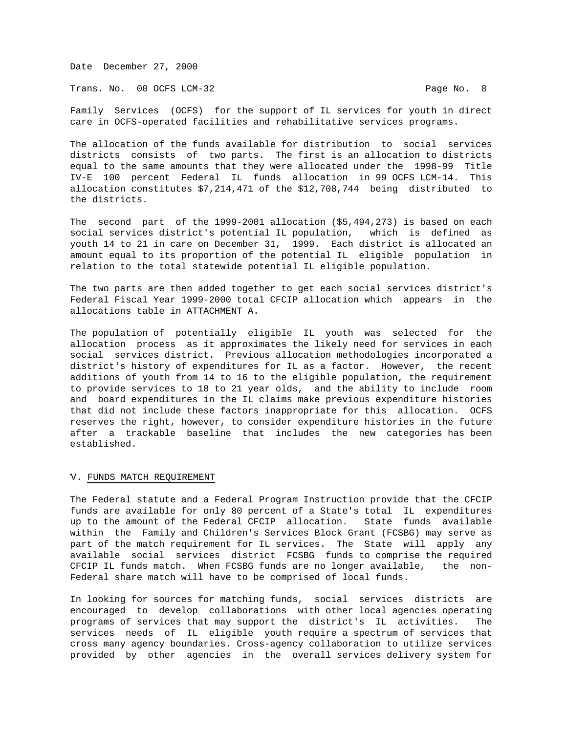Family Services (OCFS) for the support of IL services for youth in direct care in OCFS-operated facilities and rehabilitative services programs.

The allocation of the funds available for distribution to social services districts consists of two parts. The first is an allocation to districts equal to the same amounts that they were allocated under the 1998-99 Title IV-E 100 percent Federal IL funds allocation in 99 OCFS LCM-14. This allocation constitutes $7,214,471 of the $12,708,744 being distributed to the districts.

The second part of the 1999-2001 allocation ($5,494,273) is based on each social services district's potential IL population, which is defined as youth 14 to 21 in care on December 31, 1999. Each district is allocated an amount equal to its proportion of the potential IL eligible population in relation to the total statewide potential IL eligible population.

The two parts are then added together to get each social services district's Federal Fiscal Year 1999-2000 total CFCIP allocation which appears in the allocations table in ATTACHMENT A.

The population of potentially eligible IL youth was selected for the allocation process as it approximates the likely need for services in each social services district. Previous allocation methodologies incorporated a district's history of expenditures for IL as a factor. However, the recent additions of youth from 14 to 16 to the eligible population, the requirement to provide services to 18 to 21 year olds, and the ability to include room and board expenditures in the IL claims make previous expenditure histories that did not include these factors inappropriate for this allocation. OCFS reserves the right, however, to consider expenditure histories in the future after a trackable baseline that includes the new categories has been established.

## V. FUNDS MATCH REQUIREMENT

The Federal statute and a Federal Program Instruction provide that the CFCIP funds are available for only 80 percent of a State's total IL expenditures up to the amount of the Federal CFCIP allocation. State funds available within the Family and Children's Services Block Grant (FCSBG) may serve as part of the match requirement for IL services. The State will apply any available social services district FCSBG funds to comprise the required CFCIP IL funds match. When FCSBG funds are no longer available, the non-Federal share match will have to be comprised of local funds.

In looking for sources for matching funds, social services districts are encouraged to develop collaborations with other local agencies operating programs of services that may support the district's IL activities. The services needs of IL eligible youth require a spectrum of services that cross many agency boundaries. Cross-agency collaboration to utilize services provided by other agencies in the overall services delivery system for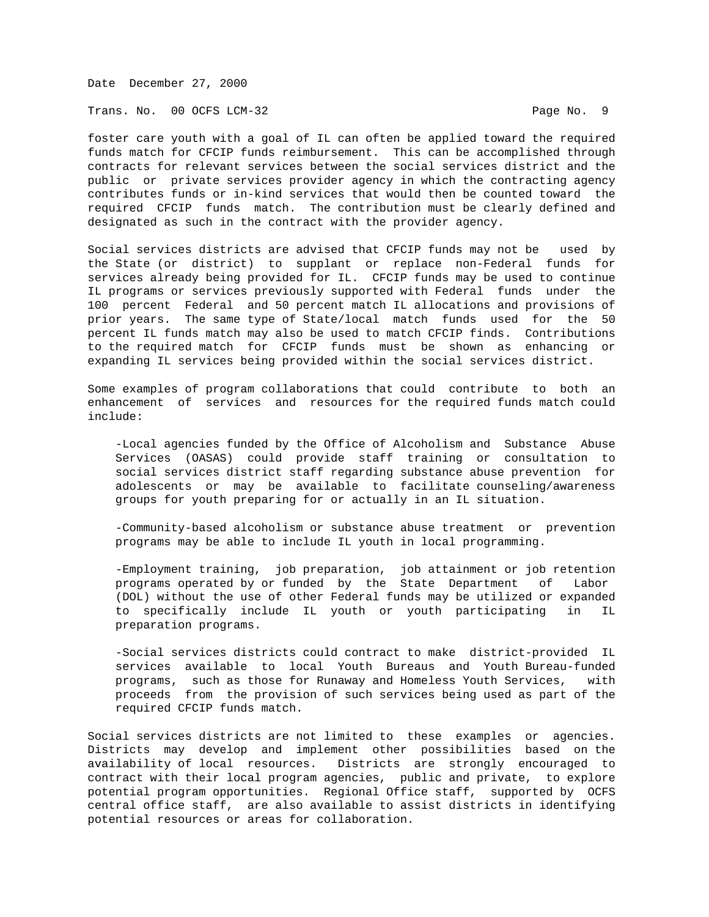foster care youth with a goal of IL can often be applied toward the required funds match for CFCIP funds reimbursement. This can be accomplished through contracts for relevant services between the social services district and the public or private services provider agency in which the contracting agency contributes funds or in-kind services that would then be counted toward the required CFCIP funds match. The contribution must be clearly defined and designated as such in the contract with the provider agency.

Social services districts are advised that CFCIP funds may not be used by the State (or district) to supplant or replace non-Federal funds for services already being provided for IL. CFCIP funds may be used to continue IL programs or services previously supported with Federal funds under the 100 percent Federal and 50 percent match IL allocations and provisions of prior years. The same type of State/local match funds used for the 50 percent IL funds match may also be used to match CFCIP finds. Contributions to the required match for CFCIP funds must be shown as enhancing or expanding IL services being provided within the social services district.

Some examples of program collaborations that could contribute to both an enhancement of services and resources for the required funds match could include:

- Local agencies funded by the Office of Alcoholism and Substance Abuse Services (OASAS) could provide staff training or consultation to social services district staff regarding substance abuse prevention for adolescents or may be available to facilitate counseling/awareness groups for youth preparing for or actually in an IL situation.

- Community-based alcoholism or substance abuse treatment or prevention programs may be able to include IL youth in local programming.

- Employment training, job preparation, job attainment or job retention programs operated by or funded by the State Department of Labor (DOL) without the use of other Federal funds may be utilized or expanded to specifically include IL youth or youth participating in IL preparation programs.

- Social services districts could contract to make district-provided IL services available to local Youth Bureaus and Youth Bureau-funded programs, such as those for Runaway and Homeless Youth Services, with proceeds from the provision of such services being used as part of the required CFCIP funds match.

Social services districts are not limited to these examples or agencies. Districts may develop and implement other possibilities based on the availability of local resources. Districts are strongly encouraged to contract with their local program agencies, public and private, to explore potential program opportunities. Regional Office staff, supported by OCFS central office staff, are also available to assist districts in identifying potential resources or areas for collaboration.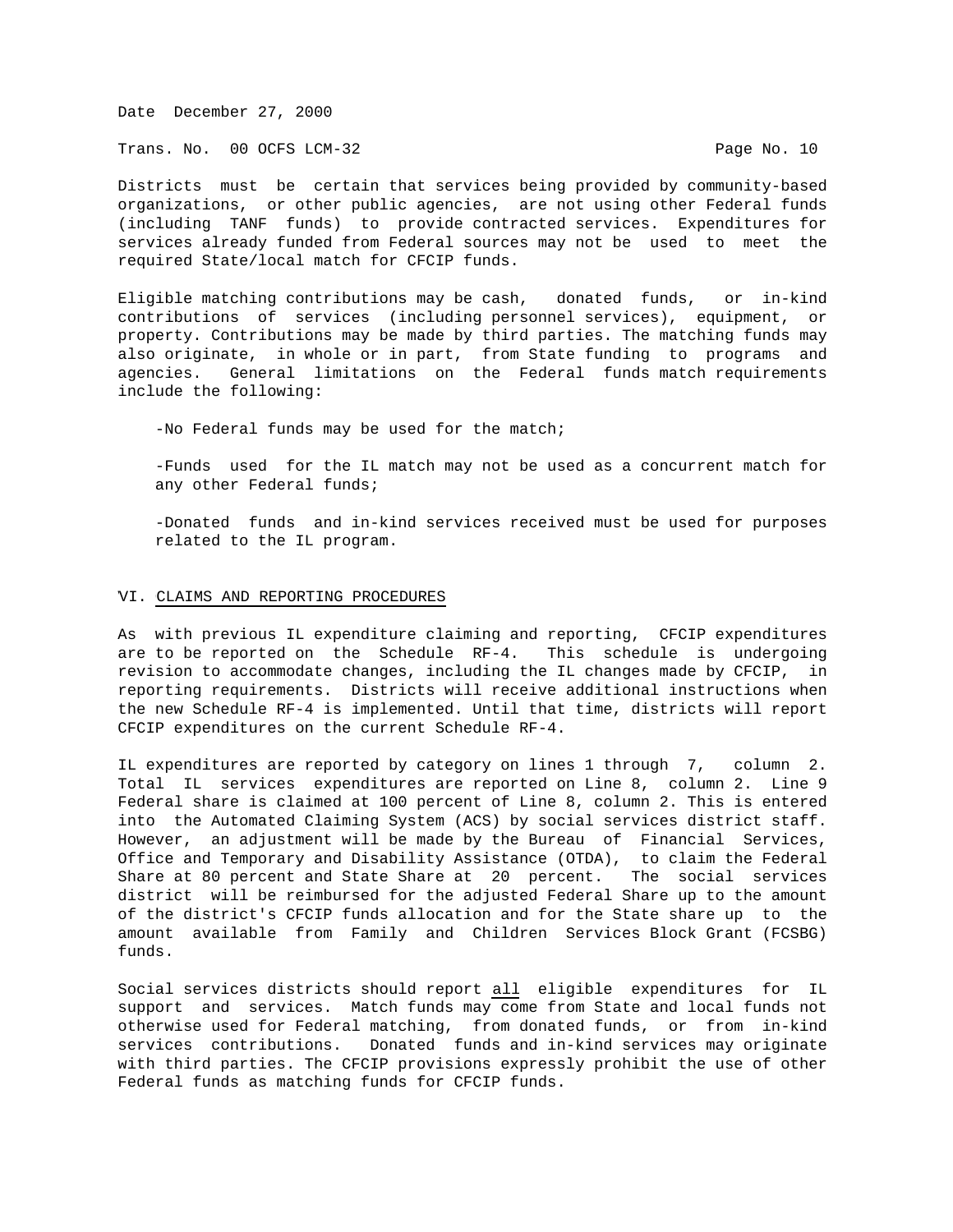Districts must be certain that services being provided by community-based organizations, or other public agencies, are not using other Federal funds (including TANF funds) to provide contracted services. Expenditures for services already funded from Federal sources may not be used to meet the required State/local match for CFCIP funds.

Eligible matching contributions may be cash, donated funds, or in-kind contributions of services (including personnel services), equipment, or property. Contributions may be made by third parties. The matching funds may also originate, in whole or in part, from State funding to programs and agencies. General limitations on the Federal funds match requirements include the following:

- No Federal funds may be used for the match;

- Funds used for the IL match may not be used as a concurrent match for any other Federal funds;

- Donated funds and in-kind services received must be used for purposes related to the IL program.

## VI. CLAIMS AND REPORTING PROCEDURES

As with previous IL expenditure claiming and reporting, CFCIP expenditures are to be reported on the Schedule RF-4. This schedule is undergoing revision to accommodate changes, including the IL changes made by CFCIP, in reporting requirements. Districts will receive additional instructions when the new Schedule RF-4 is implemented. Until that time, districts will report CFCIP expenditures on the current Schedule RF-4.

IL expenditures are reported by category on lines 1 through 7, column 2. Total IL services expenditures are reported on Line 8, column 2. Line 9 Federal share is claimed at 100 percent of Line 8, column 2. This is entered into the Automated Claiming System (ACS) by social services district staff. However, an adjustment will be made by the Bureau of Financial Services, Office and Temporary and Disability Assistance (OTDA), to claim the Federal Share at 80 percent and State Share at 20 percent. The social services district will be reimbursed for the adjusted Federal Share up to the amount of the district's CFCIP funds allocation and for the State share up to the amount available from Family and Children Services Block Grant (FCSBG) funds.

Social services districts should report <u>all</u> eligible expenditures for IL support and services. Match funds may come from State and local funds not otherwise used for Federal matching, from donated funds, or from in-kind services contributions. Donated funds and in-kind services may originate with third parties. The CFCIP provisions expressly prohibit the use of other Federal funds as matching funds for CFCIP funds.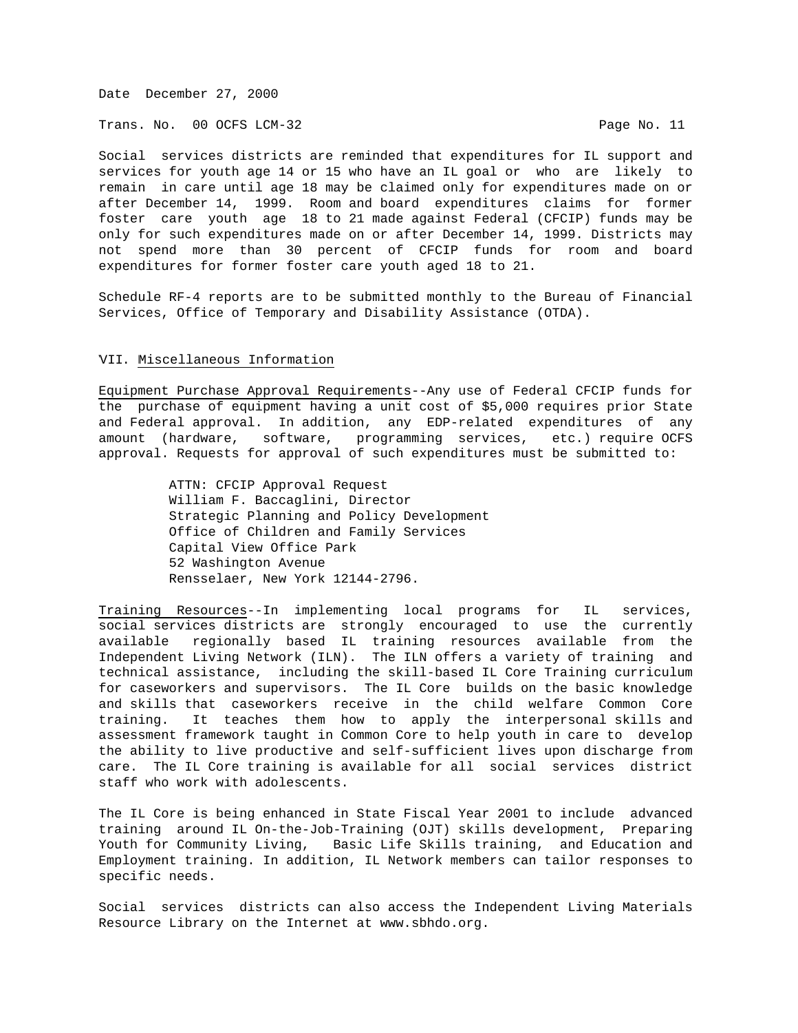Date December 27, 2000

Trans. No. 00 OCFS LCM-32

Social services districts are reminded that expenditures for IL support and services for youth age 14 or 15 who have an IL goal or who are likely to remain in care until age 18 may be claimed only for expenditures made on or after December 14, 1999. Room and board expenditures claims for former foster care youth age 18 to 21 made against Federal (CFCIP) funds may be only for such expenditures made on or after December 14, 1999. Districts may not spend more than 30 percent of CFCIP funds for room and board expenditures for former foster care youth aged 18 to 21.

Schedule RF-4 reports are to be submitted monthly to the Bureau of Financial Services, Office of Temporary and Disability Assistance (OTDA).

## VII. Miscellaneous Information

Equipment Purchase Approval Requirements--Any use of Federal CFCIP funds for the purchase of equipment having a unit cost of $5,000 requires prior State and Federal approval. In addition, any EDP-related expenditures of any amount (hardware, software, programming services, etc.) require OCFS approval. Requests for approval of such expenditures must be submitted to:

> ATTN: CFCIP Approval Request
> William F. Baccaglini, Director
> Strategic Planning and Policy Development
> Office of Children and Family Services
> Capital View Office Park
> 52 Washington Avenue
> Rensselaer, New York 12144-2796.

Training Resources--In implementing local programs for IL services, social services districts are strongly encouraged to use the currently available regionally based IL training resources available from the Independent Living Network (ILN). The ILN offers a variety of training and technical assistance, including the skill-based IL Core Training curriculum for caseworkers and supervisors. The IL Core builds on the basic knowledge and skills that caseworkers receive in the child welfare Common Core training. It teaches them how to apply the interpersonal skills and assessment framework taught in Common Core to help youth in care to develop the ability to live productive and self-sufficient lives upon discharge from care. The IL Core training is available for all social services district staff who work with adolescents.

The IL Core is being enhanced in State Fiscal Year 2001 to include advanced training around IL On-the-Job-Training (OJT) skills development, Preparing Youth for Community Living, Basic Life Skills training, and Education and Employment training. In addition, IL Network members can tailor responses to specific needs.

Social services districts can also access the Independent Living Materials Resource Library on the Internet at www.sbhdo.org.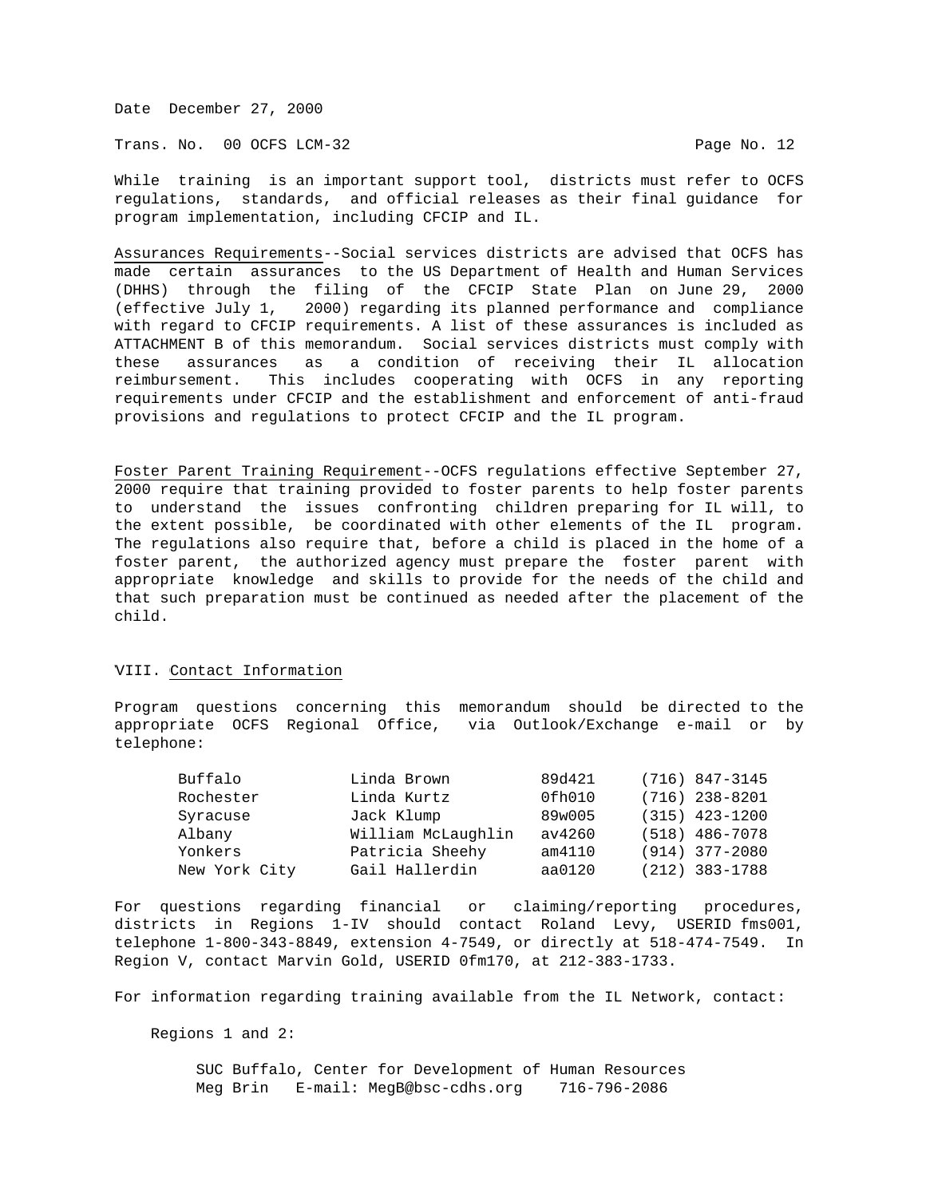Date December 27, 2000

Trans. No. 00 OCFS LCM-32

While training is an important support tool, districts must refer to OCFS regulations, standards, and official releases as their final guidance for program implementation, including CFCIP and IL.

Assurances Requirements--Social services districts are advised that OCFS has made certain assurances to the US Department of Health and Human Services (DHHS) through the filing of the CFCIP State Plan on June 29, 2000 (effective July 1, 2000) regarding its planned performance and compliance with regard to CFCIP requirements. A list of these assurances is included as ATTACHMENT B of this memorandum. Social services districts must comply with these assurances as a condition of receiving their IL allocation reimbursement. This includes cooperating with OCFS in any reporting requirements under CFCIP and the establishment and enforcement of anti-fraud provisions and regulations to protect CFCIP and the IL program.

Foster Parent Training Requirement--OCFS regulations effective September 27, 2000 require that training provided to foster parents to help foster parents to understand the issues confronting children preparing for IL will, to the extent possible, be coordinated with other elements of the IL program. The regulations also require that, before a child is placed in the home of a foster parent, the authorized agency must prepare the foster parent with appropriate knowledge and skills to provide for the needs of the child and that such preparation must be continued as needed after the placement of the child.

## VIII. Contact Information

Program questions concerning this memorandum should be directed to the appropriate OCFS Regional Office, via Outlook/Exchange e-mail or by telephone:

| | | | |
|---|---|---|---|
| Buffalo | Linda Brown | 89d421 | (716) 847-3145 |
| Rochester | Linda Kurtz | 0fh010 | (716) 238-8201 |
| Syracuse | Jack Klump | 89w005 | (315) 423-1200 |
| Albany | William McLaughlin | av4260 | (518) 486-7078 |
| Yonkers | Patricia Sheehy | am4110 | (914) 377-2080 |
| New York City | Gail Hallerdin | aa0120 | (212) 383-1788 |

For questions regarding financial or claiming/reporting procedures, districts in Regions 1-IV should contact Roland Levy, USERID fms001, telephone 1-800-343-8849, extension 4-7549, or directly at 518-474-7549. In Region V, contact Marvin Gold, USERID 0fm170, at 212-383-1733.

For information regarding training available from the IL Network, contact:

Regions 1 and 2:

SUC Buffalo, Center for Development of Human Resources
Meg Brin E-mail: MegB@bsc-cdhs.org 716-796-2086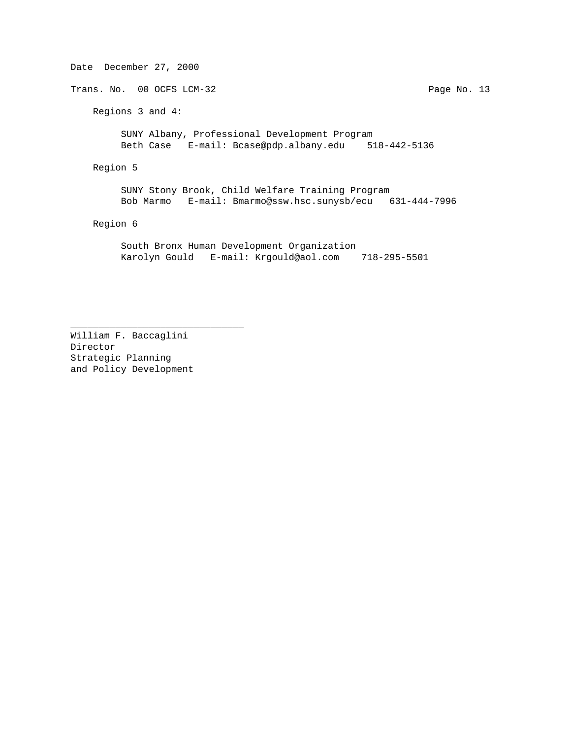Date December 27, 2000

Trans. No. 00 OCFS LCM-32

Regions 3 and 4:

SUNY Albany, Professional Development Program
Beth Case E-mail: Bcase@pdp.albany.edu 518-442-5136

Region 5

SUNY Stony Brook, Child Welfare Training Program
Bob Marmo E-mail: Bmarmo@ssw.hsc.sunysb/ecu 631-444-7996

Region 6

South Bronx Human Development Organization
Karolyn Gould E-mail: Krgould@aol.com 718-295-5501

______________________________

William F. Baccaglini
Director
Strategic Planning
and Policy Development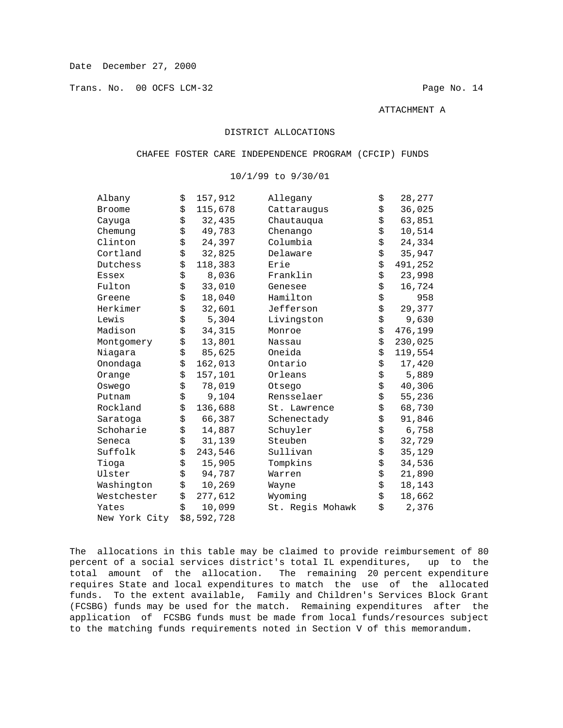Date December 27, 2000

Trans. No. 00 OCFS LCM-32

ATTACHMENT A

DISTRICT ALLOCATIONS

CHAFEE FOSTER CARE INDEPENDENCE PROGRAM (CFCIP) FUNDS

10/1/99 to 9/30/01

| District | Allocation | District | Allocation |
|---|---|---|---|
| Albany | $ 157,912 | Allegany | $ 28,277 |
| Broome | $ 115,678 | Cattaraugus | $ 36,025 |
| Cayuga | $ 32,435 | Chautauqua | $ 63,851 |
| Chemung | $ 49,783 | Chenango | $ 10,514 |
| Clinton | $ 24,397 | Columbia | $ 24,334 |
| Cortland | $ 32,825 | Delaware | $ 35,947 |
| Dutchess | $ 118,383 | Erie | $ 491,252 |
| Essex | $ 8,036 | Franklin | $ 23,998 |
| Fulton | $ 33,010 | Genesee | $ 16,724 |
| Greene | $ 18,040 | Hamilton | $ 958 |
| Herkimer | $ 32,601 | Jefferson | $ 29,377 |
| Lewis | $ 5,304 | Livingston | $ 9,630 |
| Madison | $ 34,315 | Monroe | $ 476,199 |
| Montgomery | $ 13,801 | Nassau | $ 230,025 |
| Niagara | $ 85,625 | Oneida | $ 119,554 |
| Onondaga | $ 162,013 | Ontario | $ 17,420 |
| Orange | $ 157,101 | Orleans | $ 5,889 |
| Oswego | $ 78,019 | Otsego | $ 40,306 |
| Putnam | $ 9,104 | Rensselaer | $ 55,236 |
| Rockland | $ 136,688 | St. Lawrence | $ 68,730 |
| Saratoga | $ 66,387 | Schenectady | $ 91,846 |
| Schoharie | $ 14,887 | Schuyler | $ 6,758 |
| Seneca | $ 31,139 | Steuben | $ 32,729 |
| Suffolk | $ 243,546 | Sullivan | $ 35,129 |
| Tioga | $ 15,905 | Tompkins | $ 34,536 |
| Ulster | $ 94,787 | Warren | $ 21,890 |
| Washington | $ 10,269 | Wayne | $ 18,143 |
| Westchester | $ 277,612 | Wyoming | $ 18,662 |
| Yates | $ 10,099 | St. Regis Mohawk | $ 2,376 |
| New York City | $8,592,728 | | |

The allocations in this table may be claimed to provide reimbursement of 80 percent of a social services district's total IL expenditures, up to the total amount of the allocation. The remaining 20 percent expenditure requires State and local expenditures to match the use of the allocated funds. To the extent available, Family and Children's Services Block Grant (FCSBG) funds may be used for the match. Remaining expenditures after the application of FCSBG funds must be made from local funds/resources subject to the matching funds requirements noted in Section V of this memorandum.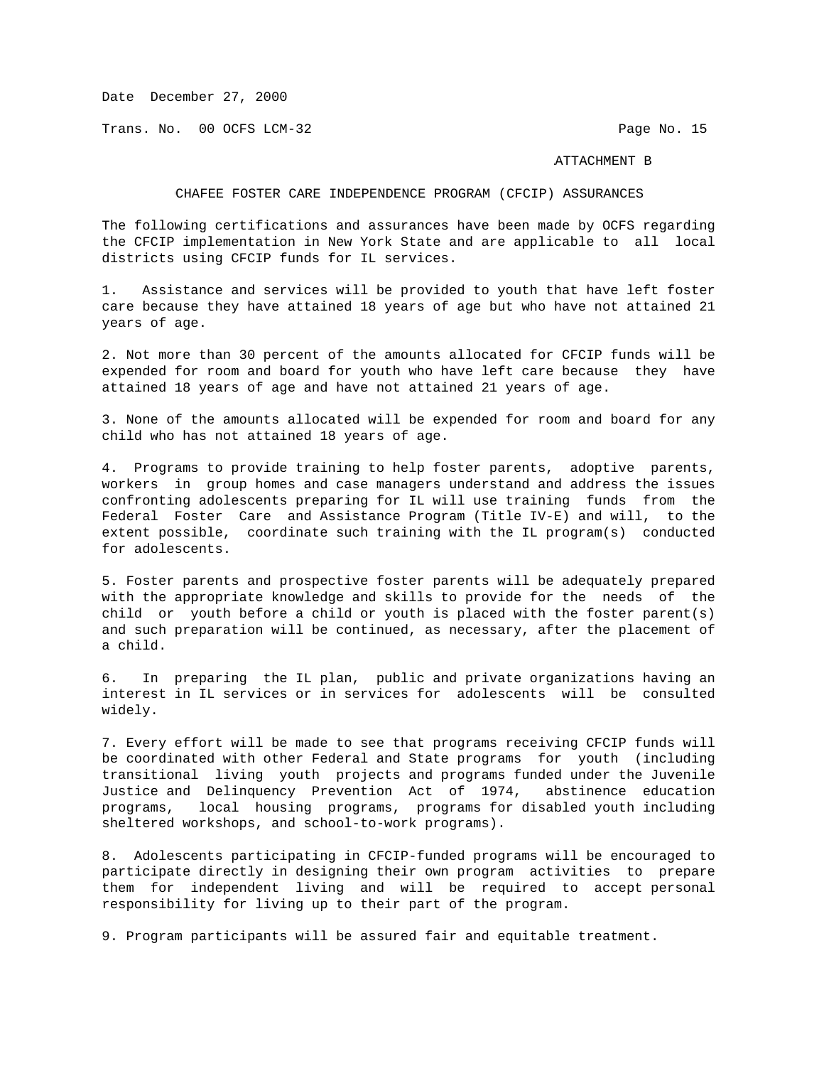ATTACHMENT B

## CHAFEE FOSTER CARE INDEPENDENCE PROGRAM (CFCIP) ASSURANCES

The following certifications and assurances have been made by OCFS regarding the CFCIP implementation in New York State and are applicable to all local districts using CFCIP funds for IL services.

1. Assistance and services will be provided to youth that have left foster care because they have attained 18 years of age but who have not attained 21 years of age.

2. Not more than 30 percent of the amounts allocated for CFCIP funds will be expended for room and board for youth who have left care because they have attained 18 years of age and have not attained 21 years of age.

3. None of the amounts allocated will be expended for room and board for any child who has not attained 18 years of age.

4. Programs to provide training to help foster parents, adoptive parents, workers in group homes and case managers understand and address the issues confronting adolescents preparing for IL will use training funds from the Federal Foster Care and Assistance Program (Title IV-E) and will, to the extent possible, coordinate such training with the IL program(s) conducted for adolescents.

5. Foster parents and prospective foster parents will be adequately prepared with the appropriate knowledge and skills to provide for the needs of the child or youth before a child or youth is placed with the foster parent(s) and such preparation will be continued, as necessary, after the placement of a child.

6. In preparing the IL plan, public and private organizations having an interest in IL services or in services for adolescents will be consulted widely.

7. Every effort will be made to see that programs receiving CFCIP funds will be coordinated with other Federal and State programs for youth (including transitional living youth projects and programs funded under the Juvenile Justice and Delinquency Prevention Act of 1974, abstinence education programs, local housing programs, programs for disabled youth including sheltered workshops, and school-to-work programs).

8. Adolescents participating in CFCIP-funded programs will be encouraged to participate directly in designing their own program activities to prepare them for independent living and will be required to accept personal responsibility for living up to their part of the program.

9. Program participants will be assured fair and equitable treatment.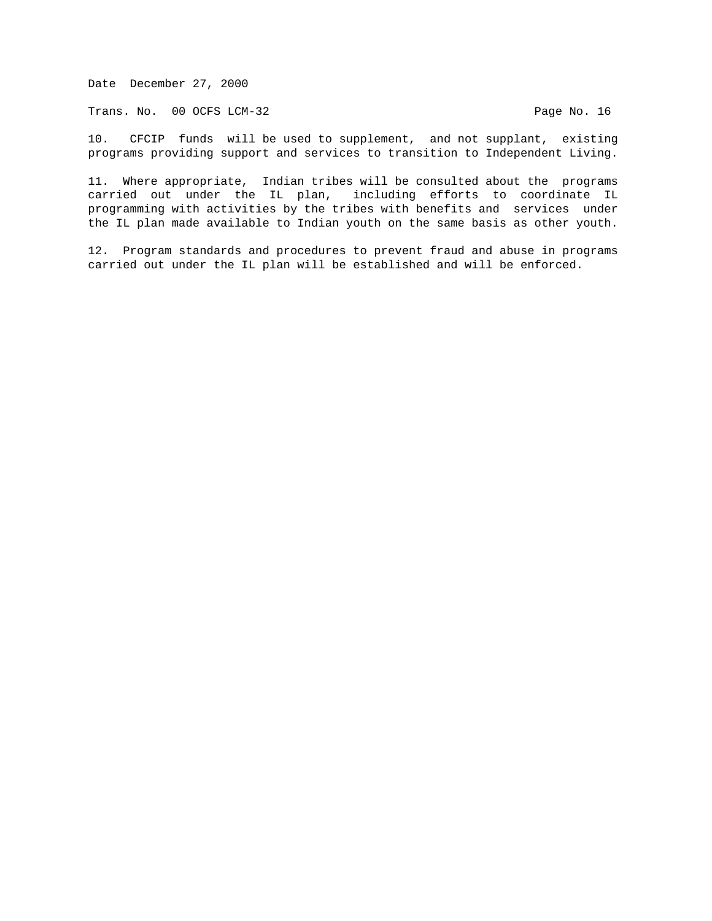10. CFCIP funds will be used to supplement, and not supplant, existing programs providing support and services to transition to Independent Living.

11. Where appropriate, Indian tribes will be consulted about the programs carried out under the IL plan, including efforts to coordinate IL programming with activities by the tribes with benefits and services under the IL plan made available to Indian youth on the same basis as other youth.

12. Program standards and procedures to prevent fraud and abuse in programs carried out under the IL plan will be established and will be enforced.